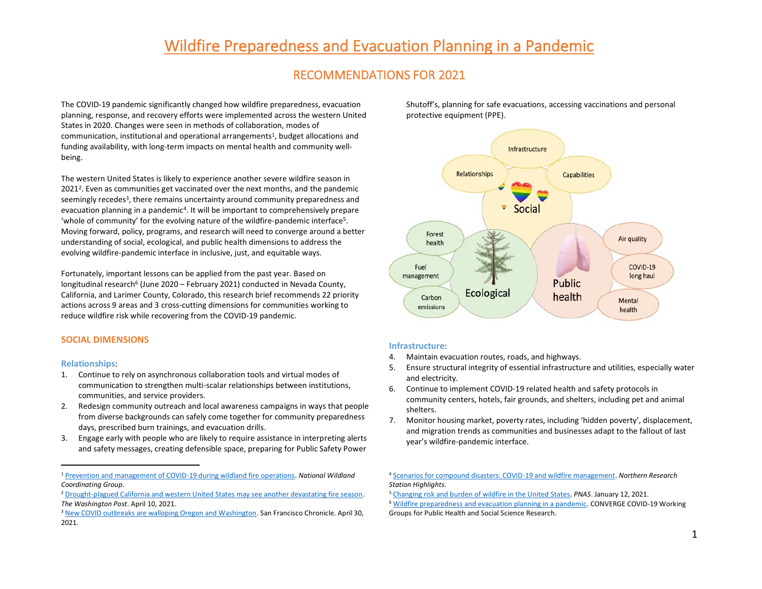# Wildfire Preparedness and Evacuation Planning in a Pandemic

## RECOMMENDATIONS FOR 2021

The COVID-19 pandemic significantly changed how wildfire preparedness, evacuation planning, response, and recovery efforts were implemented across the western United States in 2020. Changes were seen in methods of collaboration, modes of communication, institutional and operational arrangements[1], budget allocations and funding availability, with long-term impacts on mental health and community well-being.

The western United States is likely to experience another severe wildfire season in 2021[2]. Even as communities get vaccinated over the next months, and the pandemic seemingly recedes[3], there remains uncertainty around community preparedness and evacuation planning in a pandemic[4]. It will be important to comprehensively prepare 'whole of community' for the evolving nature of the wildfire-pandemic interface[5]. Moving forward, policy, programs, and research will need to converge around a better understanding of social, ecological, and public health dimensions to address the evolving wildfire-pandemic interface in inclusive, just, and equitable ways.

Fortunately, important lessons can be applied from the past year. Based on longitudinal research[6] (June 2020 – February 2021) conducted in Nevada County, California, and Larimer County, Colorado, this research brief recommends 22 priority actions across 9 areas and 3 cross-cutting dimensions for communities working to reduce wildfire risk while recovering from the COVID-19 pandemic.

### SOCIAL DIMENSIONS

#### Relationships:

1. Continue to rely on asynchronous collaboration tools and virtual modes of communication to strengthen multi-scalar relationships between institutions, communities, and service providers.
2. Redesign community outreach and local awareness campaigns in ways that people from diverse backgrounds can safely come together for community preparedness days, prescribed burn trainings, and evacuation drills.
3. Engage early with people who are likely to require assistance in interpreting alerts and safety messages, creating defensible space, preparing for Public Safety Power Shutoff's, planning for safe evacuations, accessing vaccinations and personal protective equipment (PPE).

#### Infrastructure:

4. Maintain evacuation routes, roads, and highways.
5. Ensure structural integrity of essential infrastructure and utilities, especially water and electricity.
6. Continue to implement COVID-19 related health and safety protocols in community centers, hotels, fair grounds, and shelters, including pet and animal shelters.
7. Monitor housing market, poverty rates, including 'hidden poverty', displacement, and migration trends as communities and businesses adapt to the fallout of last year's wildfire-pandemic interface.

---

[1] Prevention and management of COVID-19 during wildland fire operations. *National Wildland Coordinating Group*.

[2] Drought-plagued California and western United States may see another devastating fire season. *The Washington Post*. April 10, 2021.

[3] New COVID outbreaks are walloping Oregon and Washington. San Francisco Chronicle. April 30, 2021.

[4] Scenarios for compound disasters: COVID-19 and wildfire management. *Northern Research Station Highlights*.

[5] Changing risk and burden of wildfire in the United States. *PNAS*. January 12, 2021.

[6] Wildfire preparedness and evacuation planning in a pandemic. CONVERGE COVID-19 Working Groups for Public Health and Social Science Research.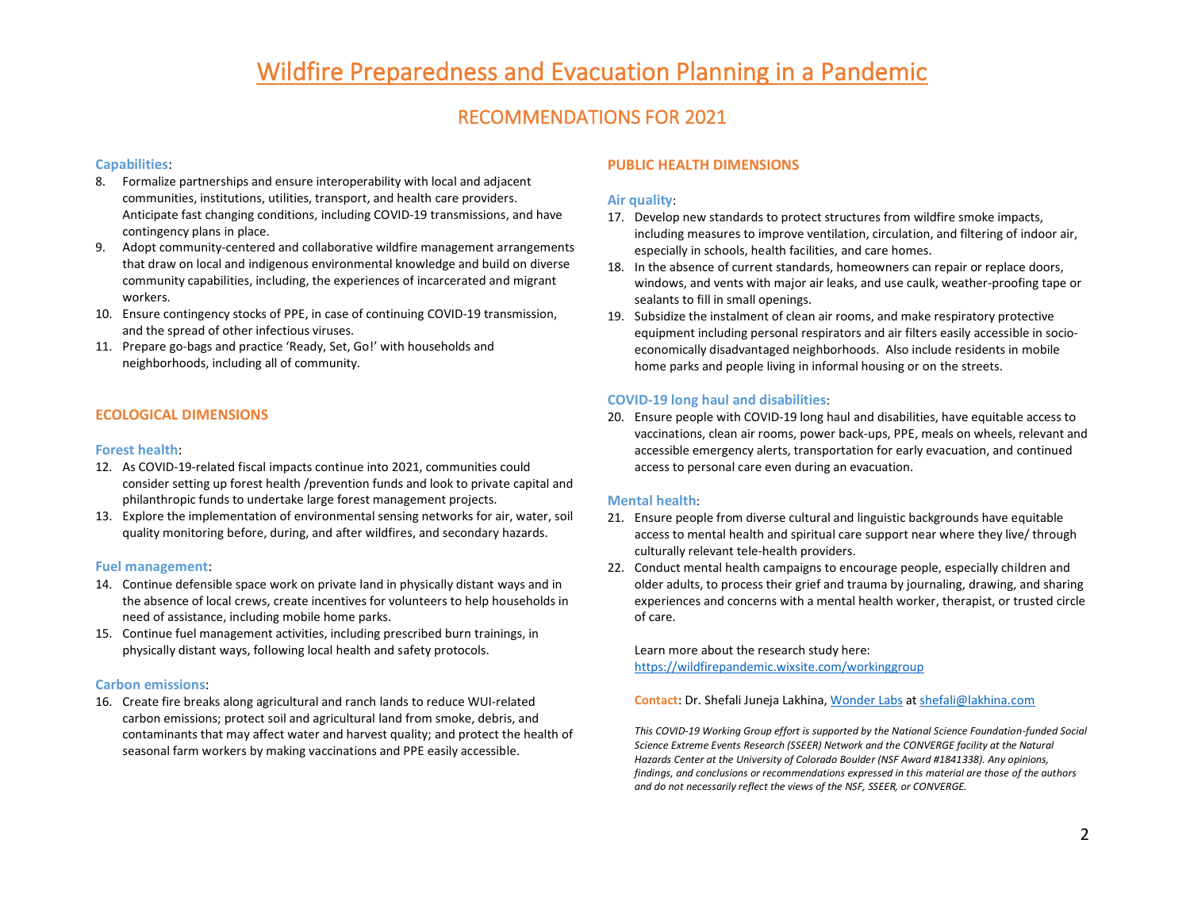# Wildfire Preparedness and Evacuation Planning in a Pandemic

## RECOMMENDATIONS FOR 2021

### Capabilities:

8. Formalize partnerships and ensure interoperability with local and adjacent communities, institutions, utilities, transport, and health care providers. Anticipate fast changing conditions, including COVID-19 transmissions, and have contingency plans in place.
9. Adopt community-centered and collaborative wildfire management arrangements that draw on local and indigenous environmental knowledge and build on diverse community capabilities, including, the experiences of incarcerated and migrant workers.
10. Ensure contingency stocks of PPE, in case of continuing COVID-19 transmission, and the spread of other infectious viruses.
11. Prepare go-bags and practice 'Ready, Set, Go!' with households and neighborhoods, including all of community.

## ECOLOGICAL DIMENSIONS

### Forest health:

12. As COVID-19-related fiscal impacts continue into 2021, communities could consider setting up forest health /prevention funds and look to private capital and philanthropic funds to undertake large forest management projects.
13. Explore the implementation of environmental sensing networks for air, water, soil quality monitoring before, during, and after wildfires, and secondary hazards.

### Fuel management:

14. Continue defensible space work on private land in physically distant ways and in the absence of local crews, create incentives for volunteers to help households in need of assistance, including mobile home parks.
15. Continue fuel management activities, including prescribed burn trainings, in physically distant ways, following local health and safety protocols.

### Carbon emissions:

16. Create fire breaks along agricultural and ranch lands to reduce WUI-related carbon emissions; protect soil and agricultural land from smoke, debris, and contaminants that may affect water and harvest quality; and protect the health of seasonal farm workers by making vaccinations and PPE easily accessible.

## PUBLIC HEALTH DIMENSIONS

### Air quality:

17. Develop new standards to protect structures from wildfire smoke impacts, including measures to improve ventilation, circulation, and filtering of indoor air, especially in schools, health facilities, and care homes.
18. In the absence of current standards, homeowners can repair or replace doors, windows, and vents with major air leaks, and use caulk, weather-proofing tape or sealants to fill in small openings.
19. Subsidize the instalment of clean air rooms, and make respiratory protective equipment including personal respirators and air filters easily accessible in socio-economically disadvantaged neighborhoods. Also include residents in mobile home parks and people living in informal housing or on the streets.

### COVID-19 long haul and disabilities:

20. Ensure people with COVID-19 long haul and disabilities, have equitable access to vaccinations, clean air rooms, power back-ups, PPE, meals on wheels, relevant and accessible emergency alerts, transportation for early evacuation, and continued access to personal care even during an evacuation.

### Mental health:

21. Ensure people from diverse cultural and linguistic backgrounds have equitable access to mental health and spiritual care support near where they live/ through culturally relevant tele-health providers.
22. Conduct mental health campaigns to encourage people, especially children and older adults, to process their grief and trauma by journaling, drawing, and sharing experiences and concerns with a mental health worker, therapist, or trusted circle of care.

Learn more about the research study here: https://wildfirepandemic.wixsite.com/workinggroup

**Contact**: Dr. Shefali Juneja Lakhina, Wonder Labs at shefali@lakhina.com

*This COVID-19 Working Group effort is supported by the National Science Foundation-funded Social Science Extreme Events Research (SSEER) Network and the CONVERGE facility at the Natural Hazards Center at the University of Colorado Boulder (NSF Award #1841338). Any opinions, findings, and conclusions or recommendations expressed in this material are those of the authors and do not necessarily reflect the views of the NSF, SSEER, or CONVERGE.*